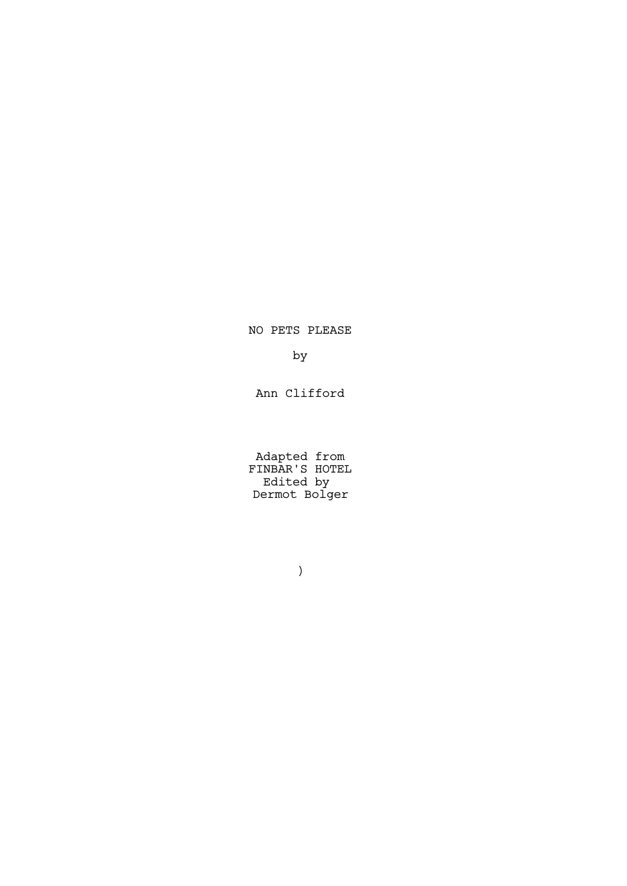NO PETS PLEASE

by

Ann Clifford

Adapted from
FINBAR'S HOTEL
Edited by
Dermot Bolger

)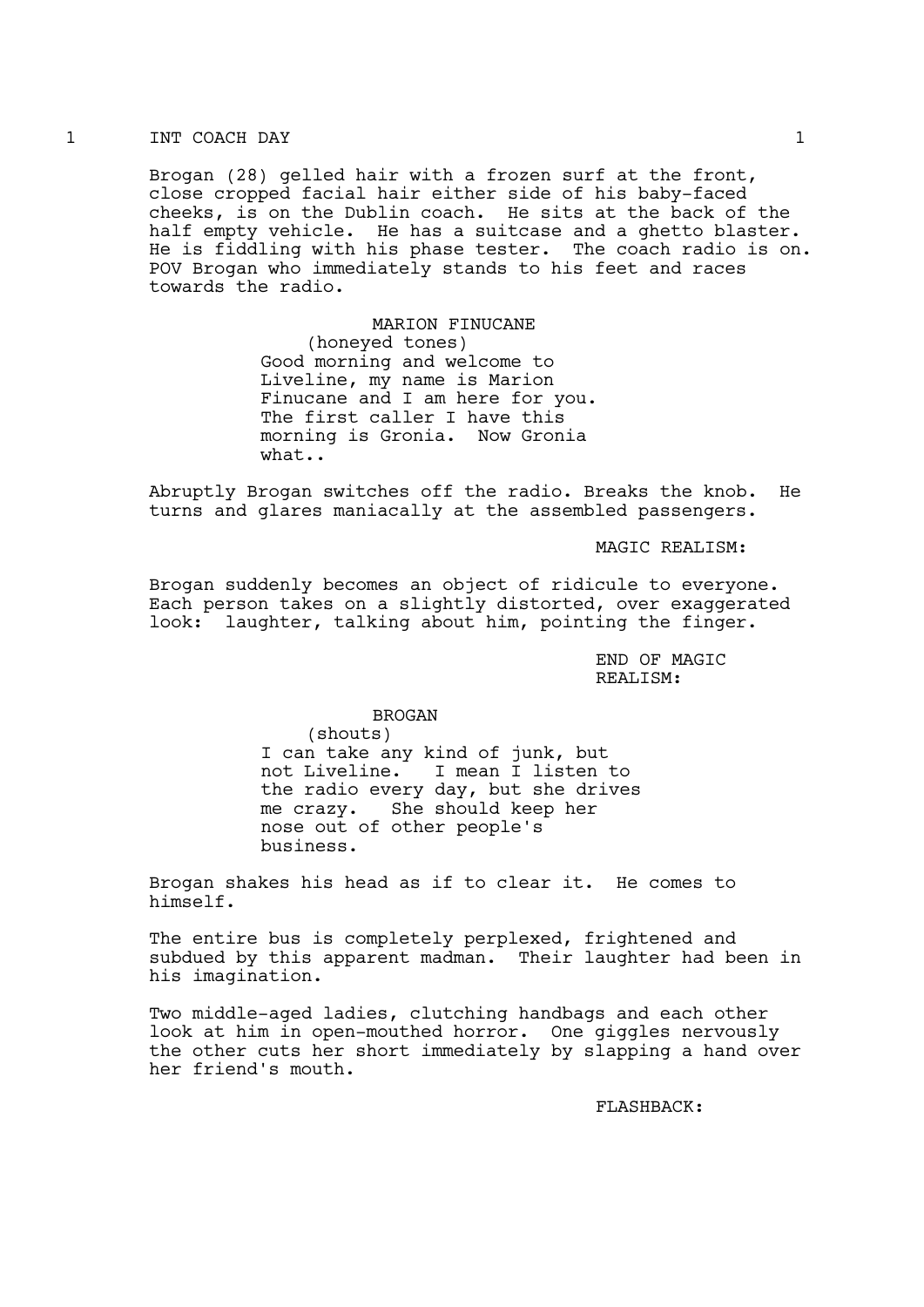1 INT COACH DAY 1

Brogan (28) gelled hair with a frozen surf at the front, close cropped facial hair either side of his baby-faced cheeks, is on the Dublin coach. He sits at the back of the half empty vehicle. He has a suitcase and a ghetto blaster. He is fiddling with his phase tester. The coach radio is on. POV Brogan who immediately stands to his feet and races towards the radio.

MARION FINUCANE
(honeyed tones)
Good morning and welcome to Liveline, my name is Marion Finucane and I am here for you. The first caller I have this morning is Gronia. Now Gronia what..

Abruptly Brogan switches off the radio. Breaks the knob. He turns and glares maniacally at the assembled passengers.

MAGIC REALISM:

Brogan suddenly becomes an object of ridicule to everyone. Each person takes on a slightly distorted, over exaggerated look: laughter, talking about him, pointing the finger.

END OF MAGIC REALISM:

BROGAN
(shouts)
I can take any kind of junk, but not Liveline. I mean I listen to the radio every day, but she drives me crazy. She should keep her nose out of other people's business.

Brogan shakes his head as if to clear it. He comes to himself.

The entire bus is completely perplexed, frightened and subdued by this apparent madman. Their laughter had been in his imagination.

Two middle-aged ladies, clutching handbags and each other look at him in open-mouthed horror. One giggles nervously the other cuts her short immediately by slapping a hand over her friend's mouth.

FLASHBACK: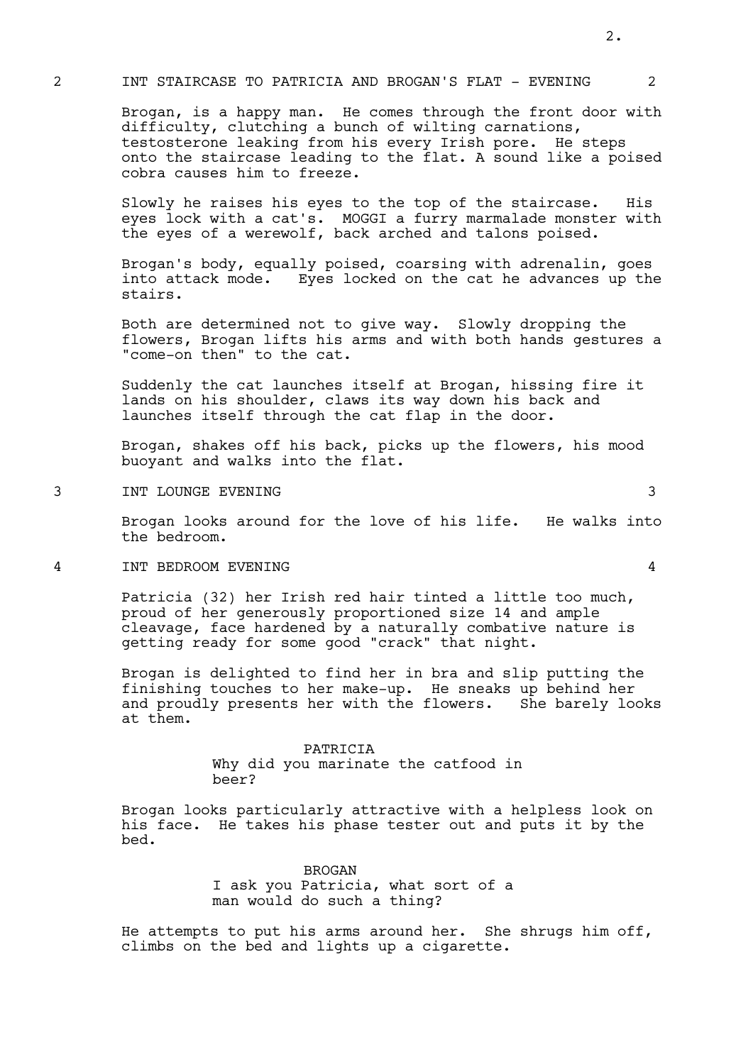## 2 INT STAIRCASE TO PATRICIA AND BROGAN'S FLAT - EVENING 2

Brogan, is a happy man. He comes through the front door with difficulty, clutching a bunch of wilting carnations, testosterone leaking from his every Irish pore. He steps onto the staircase leading to the flat. A sound like a poised cobra causes him to freeze.

Slowly he raises his eyes to the top of the staircase. His eyes lock with a cat's. MOGGI a furry marmalade monster with the eyes of a werewolf, back arched and talons poised.

Brogan's body, equally poised, coarsing with adrenalin, goes into attack mode. Eyes locked on the cat he advances up the stairs.

Both are determined not to give way. Slowly dropping the flowers, Brogan lifts his arms and with both hands gestures a "come-on then" to the cat.

Suddenly the cat launches itself at Brogan, hissing fire it lands on his shoulder, claws its way down his back and launches itself through the cat flap in the door.

Brogan, shakes off his back, picks up the flowers, his mood buoyant and walks into the flat.

## 3 INT LOUNGE EVENING 3

Brogan looks around for the love of his life. He walks into the bedroom.

## 4 INT BEDROOM EVENING 4

Patricia (32) her Irish red hair tinted a little too much, proud of her generously proportioned size 14 and ample cleavage, face hardened by a naturally combative nature is getting ready for some good "crack" that night.

Brogan is delighted to find her in bra and slip putting the finishing touches to her make-up. He sneaks up behind her and proudly presents her with the flowers. She barely looks at them.

PATRICIA

Why did you marinate the catfood in beer?

Brogan looks particularly attractive with a helpless look on his face. He takes his phase tester out and puts it by the bed.

BROGAN

I ask you Patricia, what sort of a man would do such a thing?

He attempts to put his arms around her. She shrugs him off, climbs on the bed and lights up a cigarette.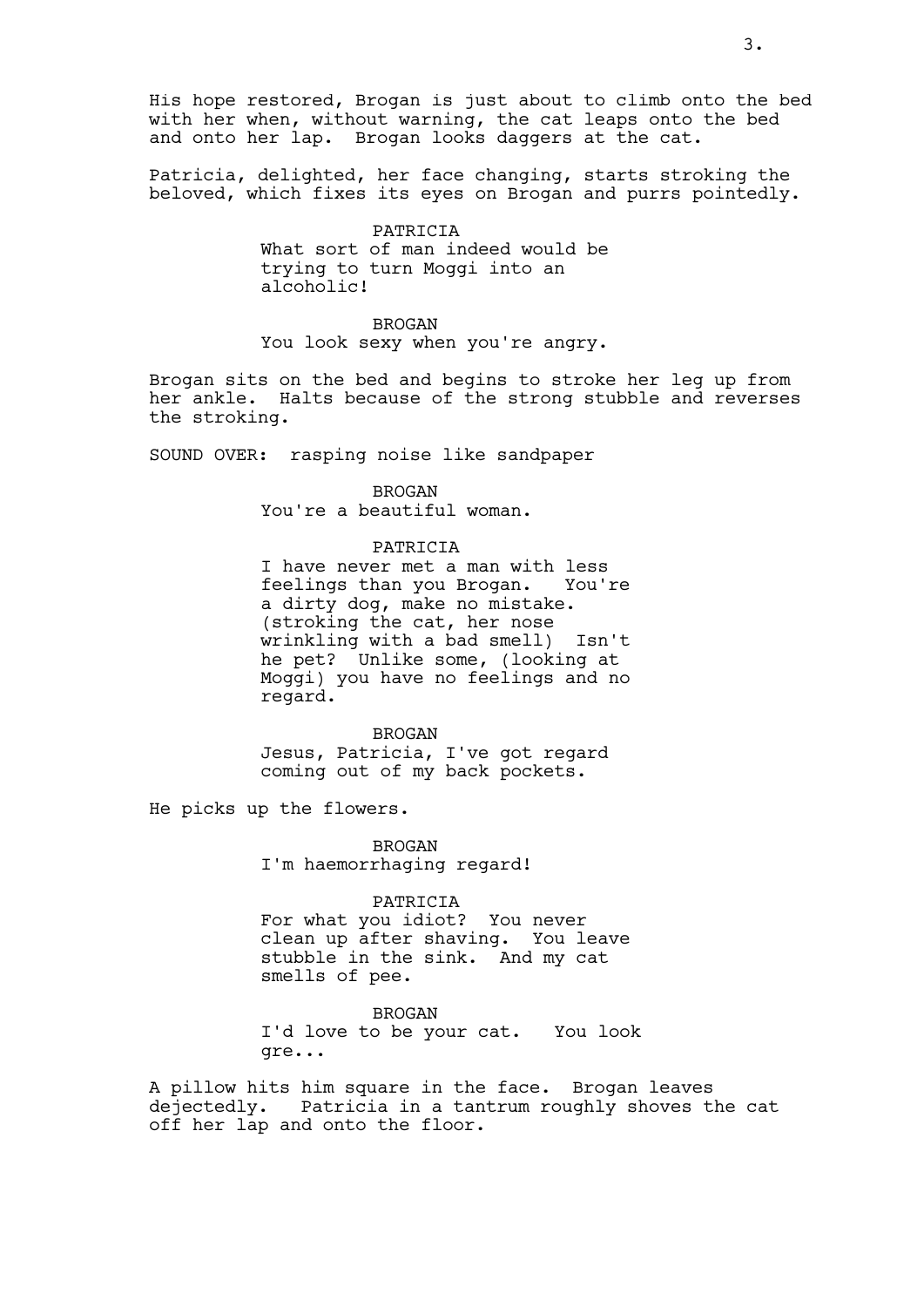His hope restored, Brogan is just about to climb onto the bed with her when, without warning, the cat leaps onto the bed and onto her lap. Brogan looks daggers at the cat.

Patricia, delighted, her face changing, starts stroking the beloved, which fixes its eyes on Brogan and purrs pointedly.

PATRICIA
What sort of man indeed would be trying to turn Moggi into an alcoholic!

BROGAN
You look sexy when you're angry.

Brogan sits on the bed and begins to stroke her leg up from her ankle. Halts because of the strong stubble and reverses the stroking.

SOUND OVER: rasping noise like sandpaper

BROGAN
You're a beautiful woman.

PATRICIA
I have never met a man with less feelings than you Brogan. You're a dirty dog, make no mistake. (stroking the cat, her nose wrinkling with a bad smell) Isn't he pet? Unlike some, (looking at Moggi) you have no feelings and no regard.

BROGAN
Jesus, Patricia, I've got regard coming out of my back pockets.

He picks up the flowers.

BROGAN
I'm haemorrhaging regard!

PATRICIA
For what you idiot? You never clean up after shaving. You leave stubble in the sink. And my cat smells of pee.

BROGAN
I'd love to be your cat. You look gre...

A pillow hits him square in the face. Brogan leaves dejectedly. Patricia in a tantrum roughly shoves the cat off her lap and onto the floor.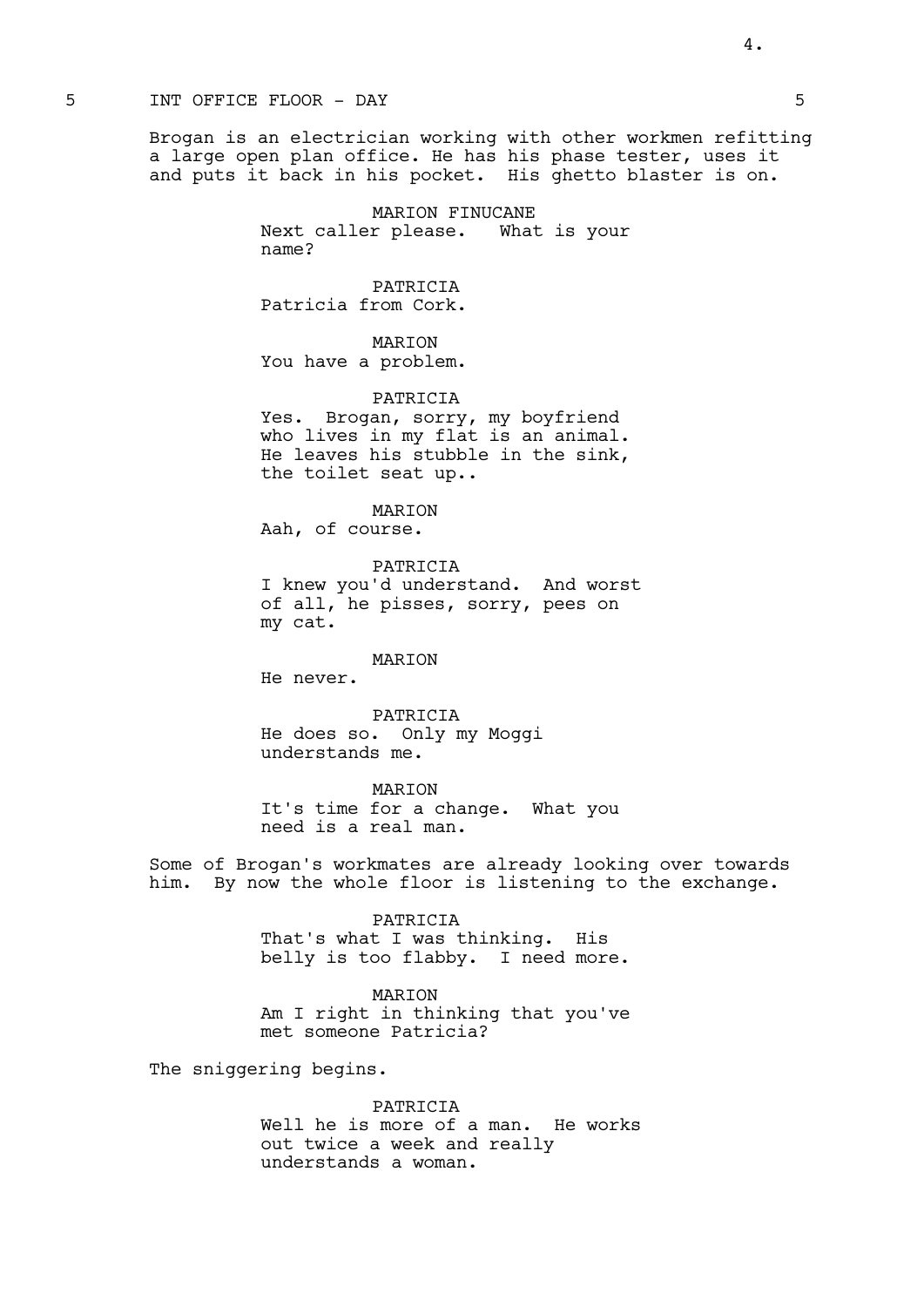## 5 INT OFFICE FLOOR - DAY 5

Brogan is an electrician working with other workmen refitting a large open plan office. He has his phase tester, uses it and puts it back in his pocket. His ghetto blaster is on.

MARION FINUCANE
Next caller please. What is your name?

PATRICIA
Patricia from Cork.

MARION
You have a problem.

PATRICIA
Yes. Brogan, sorry, my boyfriend who lives in my flat is an animal. He leaves his stubble in the sink, the toilet seat up..

MARION
Aah, of course.

PATRICIA
I knew you'd understand. And worst of all, he pisses, sorry, pees on my cat.

MARION
He never.

PATRICIA
He does so. Only my Moggi understands me.

MARION
It's time for a change. What you need is a real man.

Some of Brogan's workmates are already looking over towards him. By now the whole floor is listening to the exchange.

PATRICIA
That's what I was thinking. His belly is too flabby. I need more.

MARION
Am I right in thinking that you've met someone Patricia?

The sniggering begins.

PATRICIA
Well he is more of a man. He works out twice a week and really understands a woman.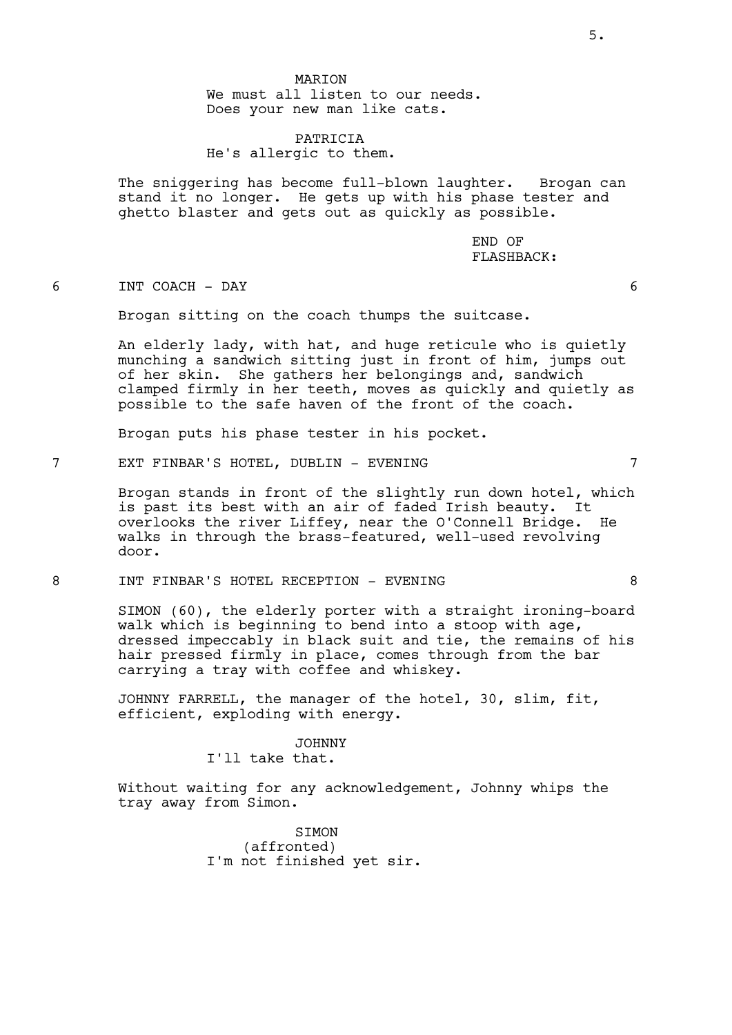MARION
We must all listen to our needs.
Does your new man like cats.

PATRICIA
He's allergic to them.

The sniggering has become full-blown laughter. Brogan can stand it no longer. He gets up with his phase tester and ghetto blaster and gets out as quickly as possible.

END OF FLASHBACK:

6 INT COACH - DAY 6

Brogan sitting on the coach thumps the suitcase.

An elderly lady, with hat, and huge reticule who is quietly munching a sandwich sitting just in front of him, jumps out of her skin. She gathers her belongings and, sandwich clamped firmly in her teeth, moves as quickly and quietly as possible to the safe haven of the front of the coach.

Brogan puts his phase tester in his pocket.

7 EXT FINBAR'S HOTEL, DUBLIN - EVENING 7

Brogan stands in front of the slightly run down hotel, which is past its best with an air of faded Irish beauty. It overlooks the river Liffey, near the O'Connell Bridge. He walks in through the brass-featured, well-used revolving door.

8 INT FINBAR'S HOTEL RECEPTION - EVENING 8

SIMON (60), the elderly porter with a straight ironing-board walk which is beginning to bend into a stoop with age, dressed impeccably in black suit and tie, the remains of his hair pressed firmly in place, comes through from the bar carrying a tray with coffee and whiskey.

JOHNNY FARRELL, the manager of the hotel, 30, slim, fit, efficient, exploding with energy.

JOHNNY
I'll take that.

Without waiting for any acknowledgement, Johnny whips the tray away from Simon.

SIMON
(affronted)
I'm not finished yet sir.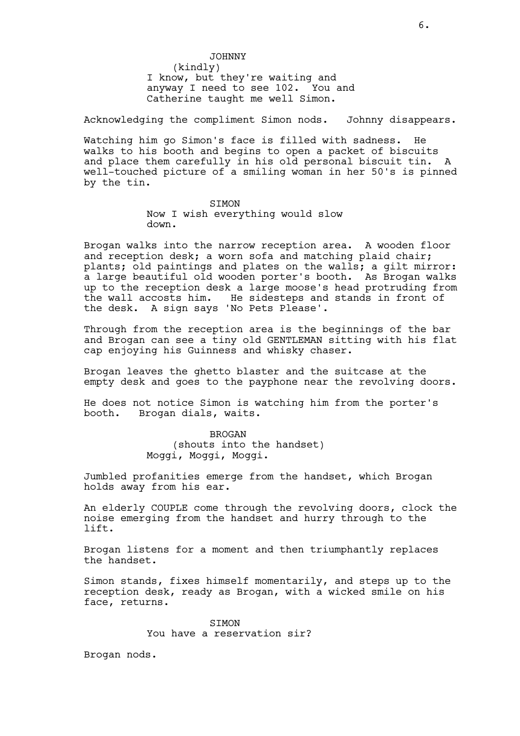JOHNNY
(kindly)
I know, but they're waiting and anyway I need to see 102. You and Catherine taught me well Simon.

Acknowledging the compliment Simon nods. Johnny disappears.

Watching him go Simon's face is filled with sadness. He walks to his booth and begins to open a packet of biscuits and place them carefully in his old personal biscuit tin. A well-touched picture of a smiling woman in her 50's is pinned by the tin.

SIMON
Now I wish everything would slow down.

Brogan walks into the narrow reception area. A wooden floor and reception desk; a worn sofa and matching plaid chair; plants; old paintings and plates on the walls; a gilt mirror: a large beautiful old wooden porter's booth. As Brogan walks up to the reception desk a large moose's head protruding from the wall accosts him. He sidesteps and stands in front of the desk. A sign says 'No Pets Please'.

Through from the reception area is the beginnings of the bar and Brogan can see a tiny old GENTLEMAN sitting with his flat cap enjoying his Guinness and whisky chaser.

Brogan leaves the ghetto blaster and the suitcase at the empty desk and goes to the payphone near the revolving doors.

He does not notice Simon is watching him from the porter's booth. Brogan dials, waits.

BROGAN
(shouts into the handset)
Moggi, Moggi, Moggi.

Jumbled profanities emerge from the handset, which Brogan holds away from his ear.

An elderly COUPLE come through the revolving doors, clock the noise emerging from the handset and hurry through to the lift.

Brogan listens for a moment and then triumphantly replaces the handset.

Simon stands, fixes himself momentarily, and steps up to the reception desk, ready as Brogan, with a wicked smile on his face, returns.

SIMON
You have a reservation sir?

Brogan nods.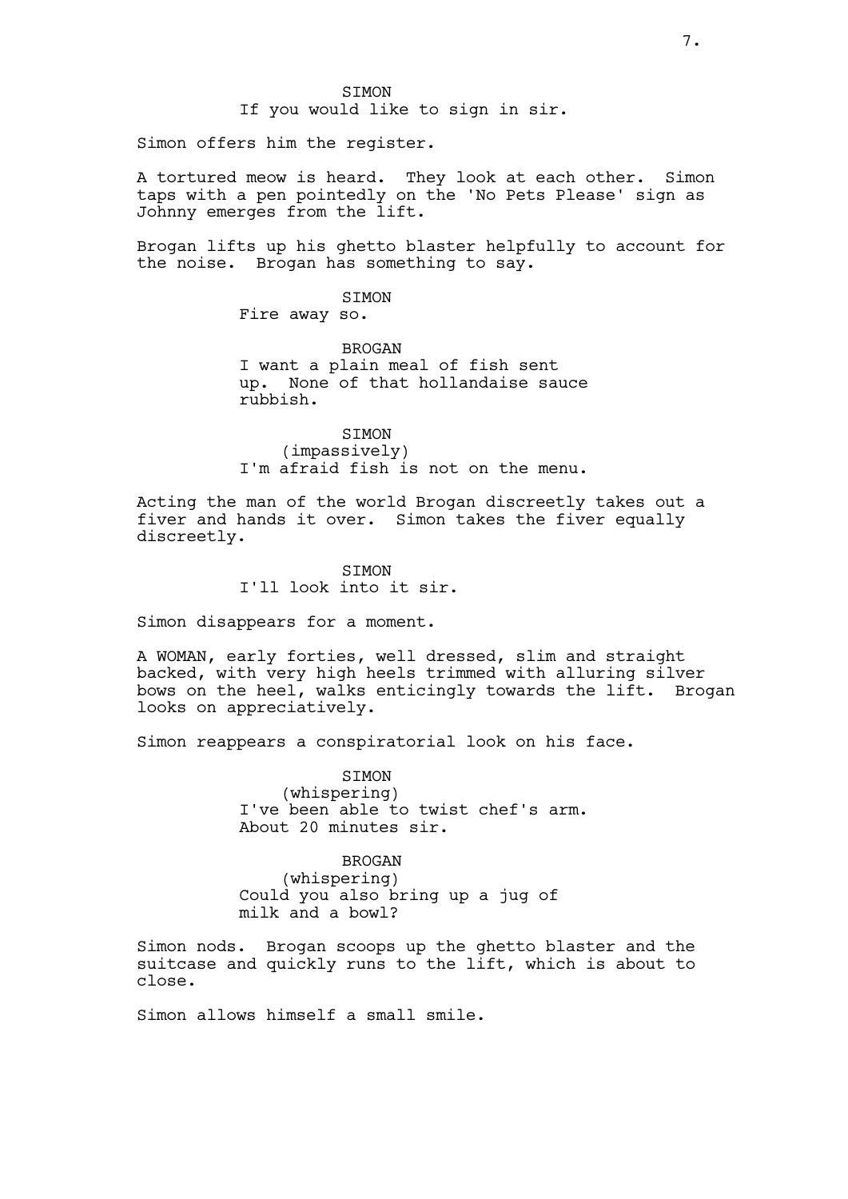SIMON
If you would like to sign in sir.

Simon offers him the register.

A tortured meow is heard. They look at each other. Simon taps with a pen pointedly on the 'No Pets Please' sign as Johnny emerges from the lift.

Brogan lifts up his ghetto blaster helpfully to account for the noise. Brogan has something to say.

SIMON
Fire away so.

BROGAN
I want a plain meal of fish sent up. None of that hollandaise sauce rubbish.

SIMON
(impassively)
I'm afraid fish is not on the menu.

Acting the man of the world Brogan discreetly takes out a fiver and hands it over. Simon takes the fiver equally discreetly.

SIMON
I'll look into it sir.

Simon disappears for a moment.

A WOMAN, early forties, well dressed, slim and straight backed, with very high heels trimmed with alluring silver bows on the heel, walks enticingly towards the lift. Brogan looks on appreciatively.

Simon reappears a conspiratorial look on his face.

SIMON
(whispering)
I've been able to twist chef's arm. About 20 minutes sir.

BROGAN
(whispering)
Could you also bring up a jug of milk and a bowl?

Simon nods. Brogan scoops up the ghetto blaster and the suitcase and quickly runs to the lift, which is about to close.

Simon allows himself a small smile.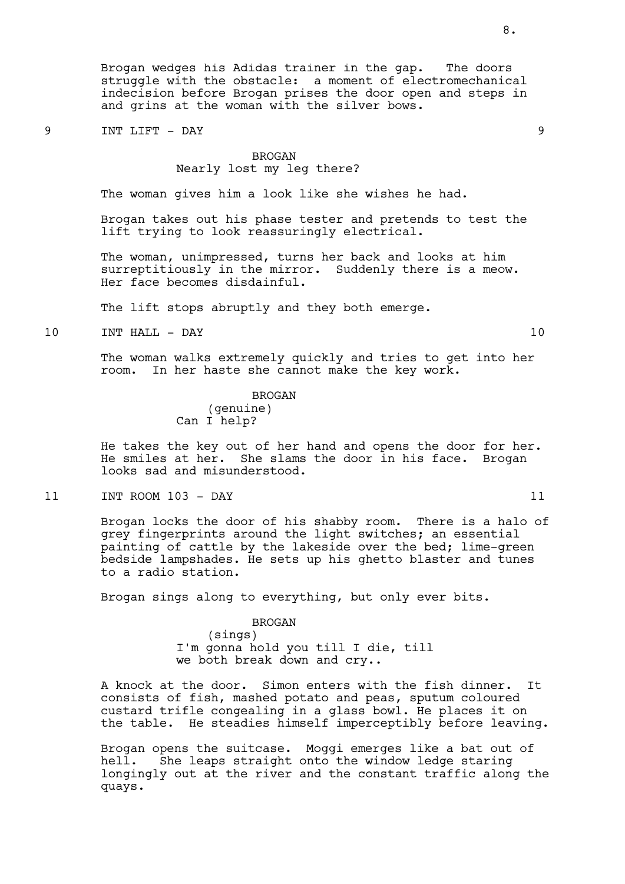Brogan wedges his Adidas trainer in the gap. The doors struggle with the obstacle: a moment of electromechanical indecision before Brogan prises the door open and steps in and grins at the woman with the silver bows.

9 INT LIFT - DAY 9

BROGAN
Nearly lost my leg there?

The woman gives him a look like she wishes he had.

Brogan takes out his phase tester and pretends to test the lift trying to look reassuringly electrical.

The woman, unimpressed, turns her back and looks at him surreptitiously in the mirror. Suddenly there is a meow. Her face becomes disdainful.

The lift stops abruptly and they both emerge.

10 INT HALL - DAY 10

The woman walks extremely quickly and tries to get into her room. In her haste she cannot make the key work.

BROGAN
(genuine)
Can I help?

He takes the key out of her hand and opens the door for her. He smiles at her. She slams the door in his face. Brogan looks sad and misunderstood.

11 INT ROOM 103 - DAY 11

Brogan locks the door of his shabby room. There is a halo of grey fingerprints around the light switches; an essential painting of cattle by the lakeside over the bed; lime-green bedside lampshades. He sets up his ghetto blaster and tunes to a radio station.

Brogan sings along to everything, but only ever bits.

BROGAN
(sings)
I'm gonna hold you till I die, till we both break down and cry..

A knock at the door. Simon enters with the fish dinner. It consists of fish, mashed potato and peas, sputum coloured custard trifle congealing in a glass bowl. He places it on the table. He steadies himself imperceptibly before leaving.

Brogan opens the suitcase. Moggi emerges like a bat out of hell. She leaps straight onto the window ledge staring longingly out at the river and the constant traffic along the quays.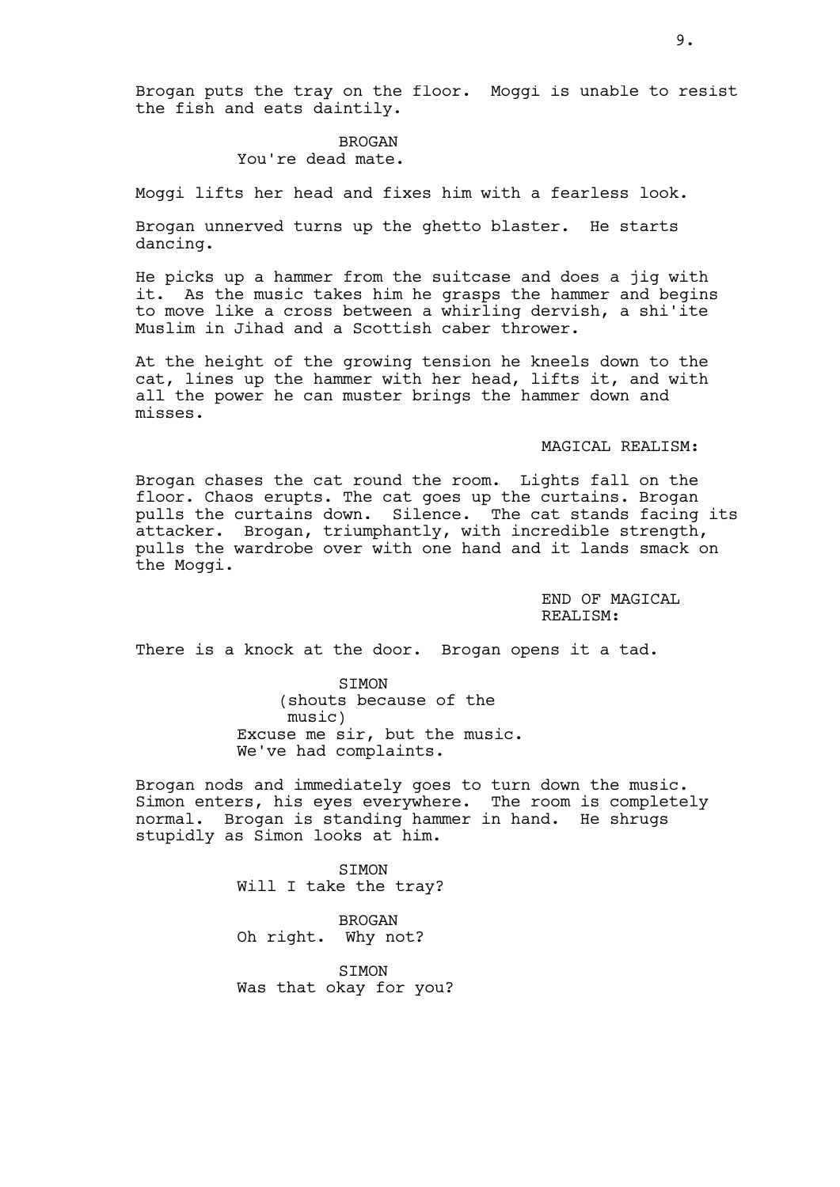Brogan puts the tray on the floor. Moggi is unable to resist the fish and eats daintily.

BROGAN
You're dead mate.

Moggi lifts her head and fixes him with a fearless look.

Brogan unnerved turns up the ghetto blaster. He starts dancing.

He picks up a hammer from the suitcase and does a jig with it. As the music takes him he grasps the hammer and begins to move like a cross between a whirling dervish, a shi'ite Muslim in Jihad and a Scottish caber thrower.

At the height of the growing tension he kneels down to the cat, lines up the hammer with her head, lifts it, and with all the power he can muster brings the hammer down and misses.

MAGICAL REALISM:

Brogan chases the cat round the room. Lights fall on the floor. Chaos erupts. The cat goes up the curtains. Brogan pulls the curtains down. Silence. The cat stands facing its attacker. Brogan, triumphantly, with incredible strength, pulls the wardrobe over with one hand and it lands smack on the Moggi.

END OF MAGICAL REALISM:

There is a knock at the door. Brogan opens it a tad.

SIMON
(shouts because of the music)
Excuse me sir, but the music. We've had complaints.

Brogan nods and immediately goes to turn down the music. Simon enters, his eyes everywhere. The room is completely normal. Brogan is standing hammer in hand. He shrugs stupidly as Simon looks at him.

SIMON
Will I take the tray?

BROGAN
Oh right. Why not?

SIMON
Was that okay for you?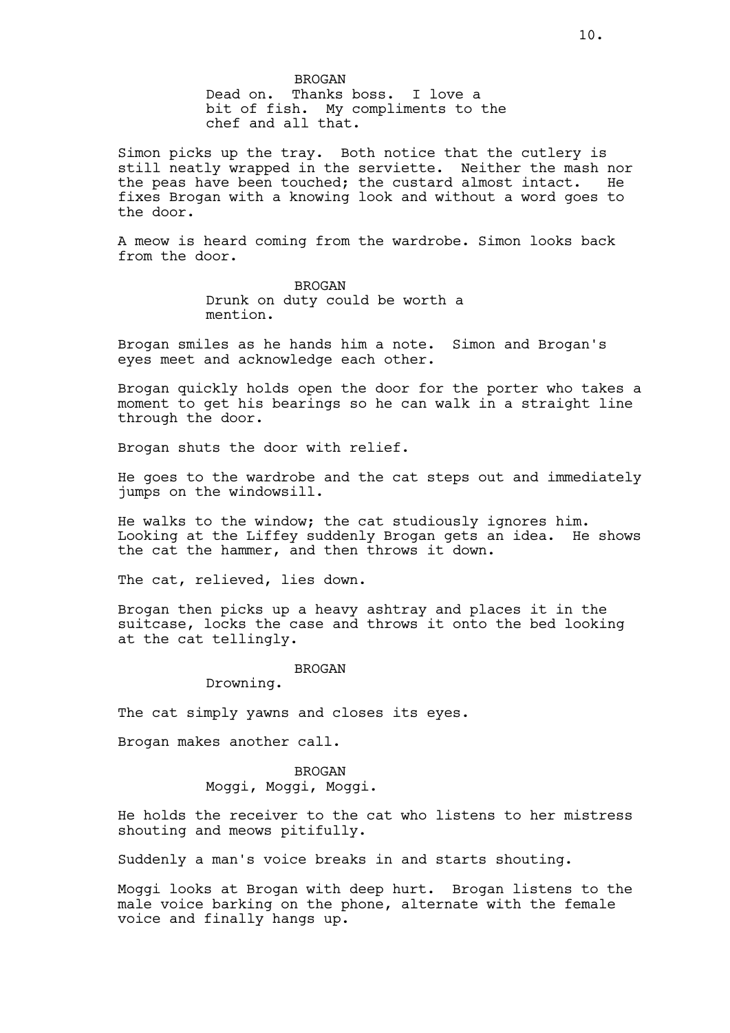BROGAN

Dead on. Thanks boss. I love a bit of fish. My compliments to the chef and all that.

Simon picks up the tray. Both notice that the cutlery is still neatly wrapped in the serviette. Neither the mash nor the peas have been touched; the custard almost intact. He fixes Brogan with a knowing look and without a word goes to the door.

A meow is heard coming from the wardrobe. Simon looks back from the door.

BROGAN

Drunk on duty could be worth a mention.

Brogan smiles as he hands him a note. Simon and Brogan's eyes meet and acknowledge each other.

Brogan quickly holds open the door for the porter who takes a moment to get his bearings so he can walk in a straight line through the door.

Brogan shuts the door with relief.

He goes to the wardrobe and the cat steps out and immediately jumps on the windowsill.

He walks to the window; the cat studiously ignores him. Looking at the Liffey suddenly Brogan gets an idea. He shows the cat the hammer, and then throws it down.

The cat, relieved, lies down.

Brogan then picks up a heavy ashtray and places it in the suitcase, locks the case and throws it onto the bed looking at the cat tellingly.

BROGAN

Drowning.

The cat simply yawns and closes its eyes.

Brogan makes another call.

BROGAN

Moggi, Moggi, Moggi.

He holds the receiver to the cat who listens to her mistress shouting and meows pitifully.

Suddenly a man's voice breaks in and starts shouting.

Moggi looks at Brogan with deep hurt. Brogan listens to the male voice barking on the phone, alternate with the female voice and finally hangs up.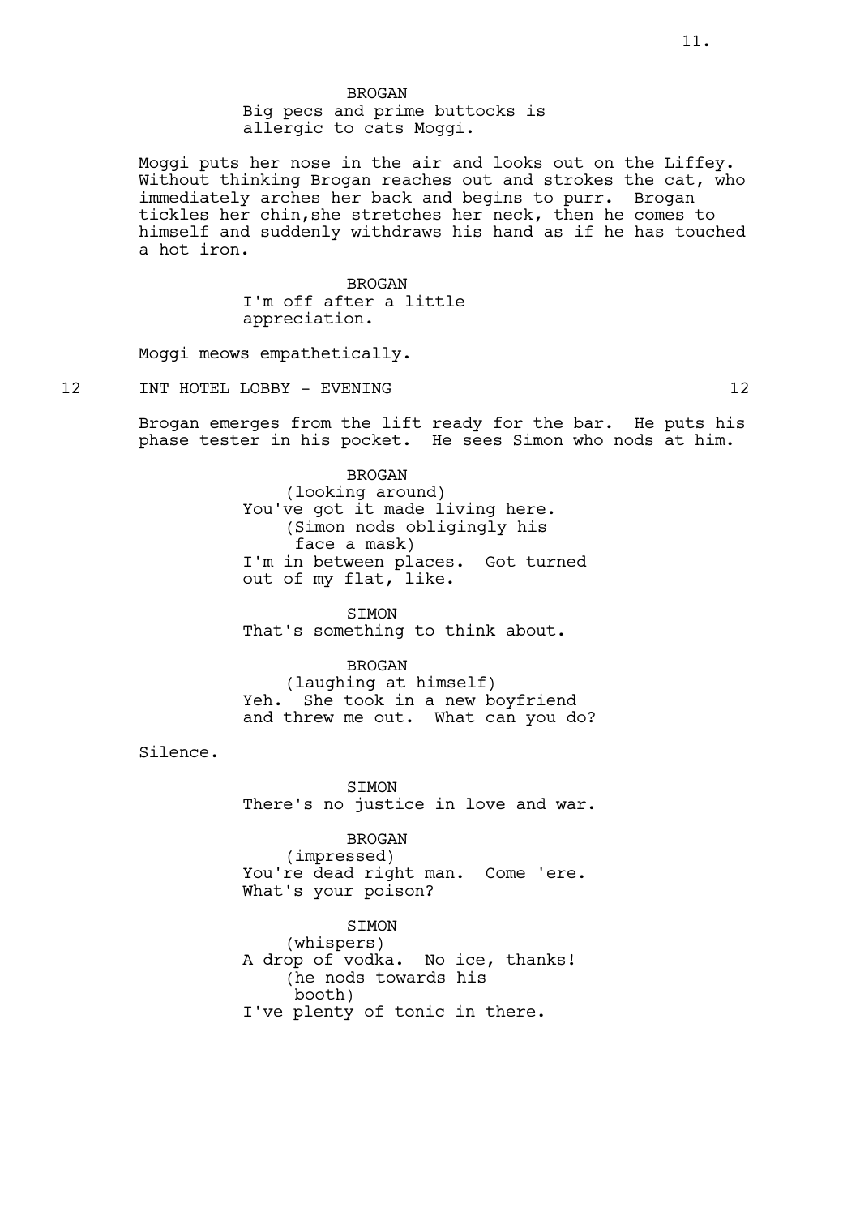BROGAN
Big pecs and prime buttocks is allergic to cats Moggi.

Moggi puts her nose in the air and looks out on the Liffey. Without thinking Brogan reaches out and strokes the cat, who immediately arches her back and begins to purr. Brogan tickles her chin,she stretches her neck, then he comes to himself and suddenly withdraws his hand as if he has touched a hot iron.

BROGAN
I'm off after a little appreciation.

Moggi meows empathetically.

12 INT HOTEL LOBBY - EVENING 12

Brogan emerges from the lift ready for the bar. He puts his phase tester in his pocket. He sees Simon who nods at him.

BROGAN
(looking around)
You've got it made living here.
(Simon nods obligingly his face a mask)
I'm in between places. Got turned out of my flat, like.

SIMON
That's something to think about.

BROGAN
(laughing at himself)
Yeh. She took in a new boyfriend and threw me out. What can you do?

Silence.

SIMON
There's no justice in love and war.

BROGAN
(impressed)
You're dead right man. Come 'ere. What's your poison?

SIMON
(whispers)
A drop of vodka. No ice, thanks!
(he nods towards his booth)
I've plenty of tonic in there.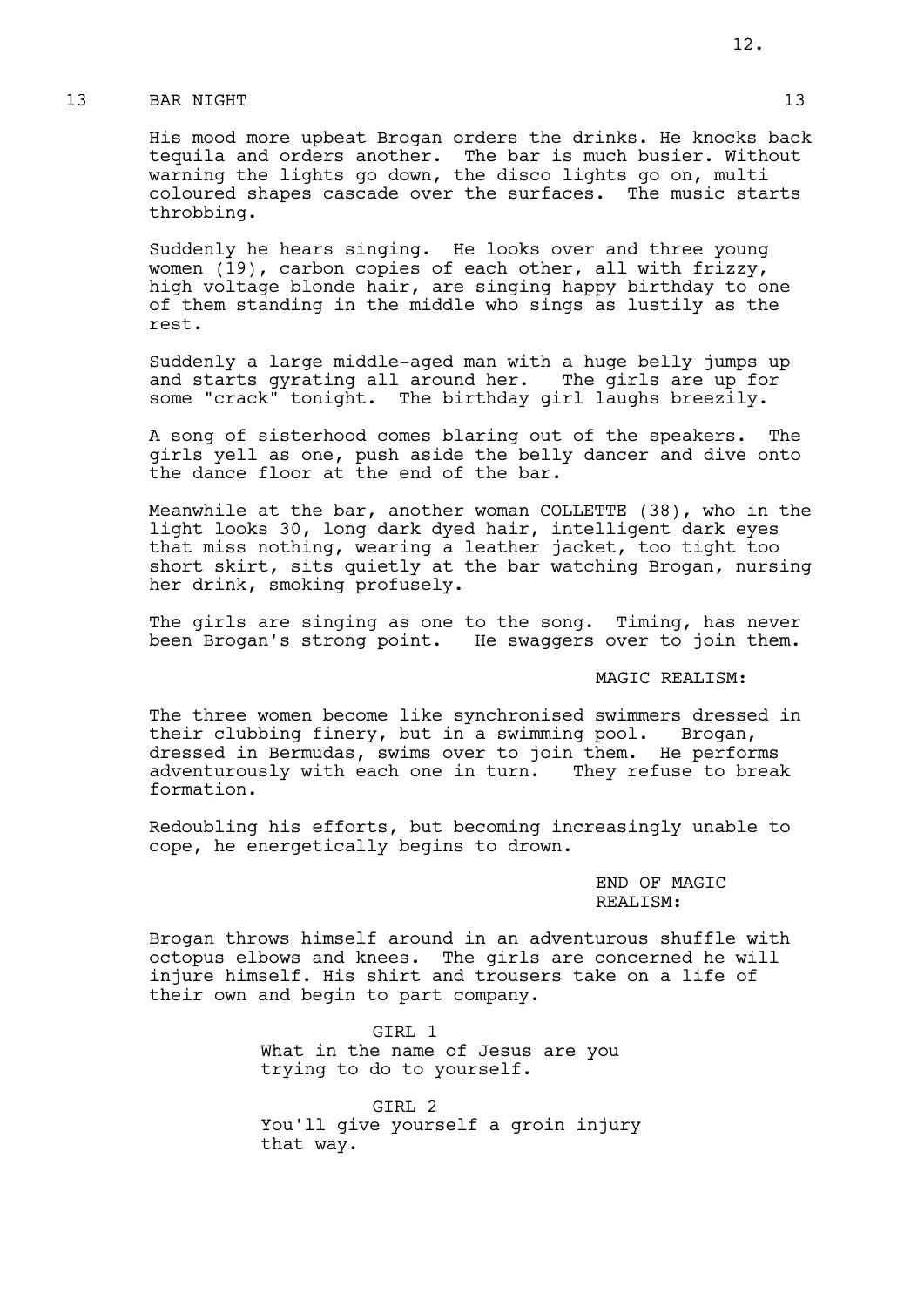13 BAR NIGHT 13

His mood more upbeat Brogan orders the drinks. He knocks back tequila and orders another. The bar is much busier. Without warning the lights go down, the disco lights go on, multi coloured shapes cascade over the surfaces. The music starts throbbing.

Suddenly he hears singing. He looks over and three young women (19), carbon copies of each other, all with frizzy, high voltage blonde hair, are singing happy birthday to one of them standing in the middle who sings as lustily as the rest.

Suddenly a large middle-aged man with a huge belly jumps up and starts gyrating all around her. The girls are up for some "crack" tonight. The birthday girl laughs breezily.

A song of sisterhood comes blaring out of the speakers. The girls yell as one, push aside the belly dancer and dive onto the dance floor at the end of the bar.

Meanwhile at the bar, another woman COLLETTE (38), who in the light looks 30, long dark dyed hair, intelligent dark eyes that miss nothing, wearing a leather jacket, too tight too short skirt, sits quietly at the bar watching Brogan, nursing her drink, smoking profusely.

The girls are singing as one to the song. Timing, has never been Brogan's strong point. He swaggers over to join them.

MAGIC REALISM:

The three women become like synchronised swimmers dressed in their clubbing finery, but in a swimming pool. Brogan, dressed in Bermudas, swims over to join them. He performs adventurously with each one in turn. They refuse to break formation.

Redoubling his efforts, but becoming increasingly unable to cope, he energetically begins to drown.

END OF MAGIC REALISM:

Brogan throws himself around in an adventurous shuffle with octopus elbows and knees. The girls are concerned he will injure himself. His shirt and trousers take on a life of their own and begin to part company.

GIRL 1

What in the name of Jesus are you trying to do to yourself.

GIRL 2

You'll give yourself a groin injury that way.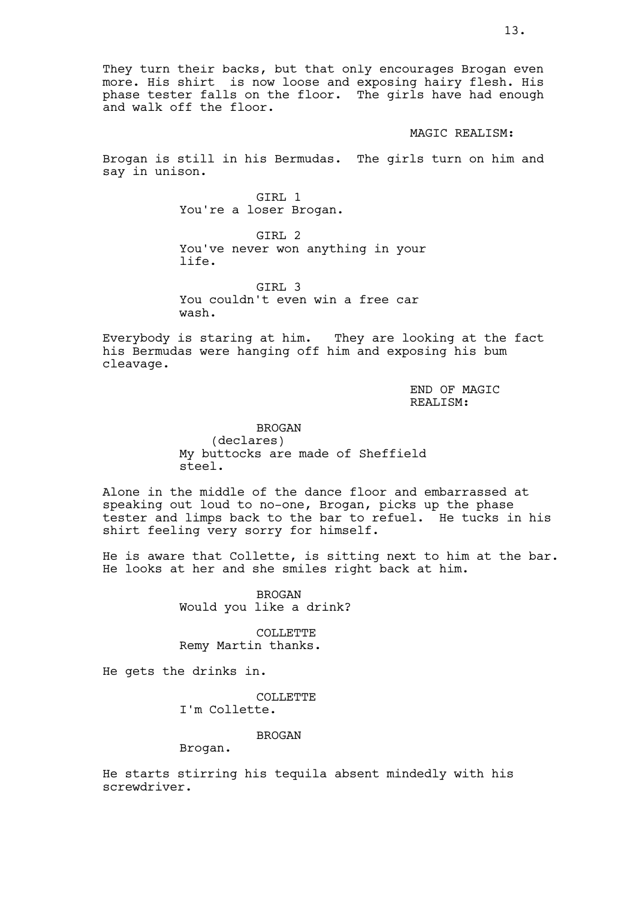They turn their backs, but that only encourages Brogan even more. His shirt  is now loose and exposing hairy flesh. His phase tester falls on the floor.  The girls have had enough and walk off the floor.

MAGIC REALISM:

Brogan is still in his Bermudas.  The girls turn on him and say in unison.

GIRL 1
You're a loser Brogan.

GIRL 2
You've never won anything in your life.

GIRL 3
You couldn't even win a free car wash.

Everybody is staring at him.   They are looking at the fact his Bermudas were hanging off him and exposing his bum cleavage.

END OF MAGIC REALISM:

BROGAN
(declares)
My buttocks are made of Sheffield steel.

Alone in the middle of the dance floor and embarrassed at speaking out loud to no-one, Brogan, picks up the phase tester and limps back to the bar to refuel.  He tucks in his shirt feeling very sorry for himself.

He is aware that Collette, is sitting next to him at the bar. He looks at her and she smiles right back at him.

BROGAN
Would you like a drink?

COLLETTE
Remy Martin thanks.

He gets the drinks in.

COLLETTE
I'm Collette.

BROGAN
Brogan.

He starts stirring his tequila absent mindedly with his screwdriver.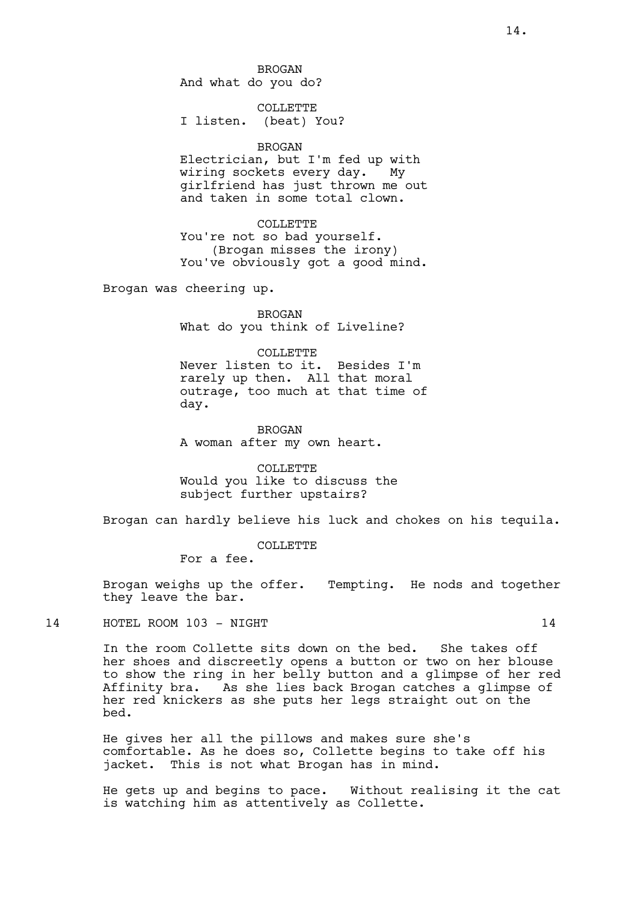BROGAN
And what do you do?

COLLETTE
I listen. (beat) You?

BROGAN
Electrician, but I'm fed up with wiring sockets every day. My girlfriend has just thrown me out and taken in some total clown.

COLLETTE
You're not so bad yourself.
(Brogan misses the irony)
You've obviously got a good mind.

Brogan was cheering up.

BROGAN
What do you think of Liveline?

COLLETTE
Never listen to it. Besides I'm rarely up then. All that moral outrage, too much at that time of day.

BROGAN
A woman after my own heart.

COLLETTE
Would you like to discuss the subject further upstairs?

Brogan can hardly believe his luck and chokes on his tequila.

COLLETTE
For a fee.

Brogan weighs up the offer. Tempting. He nods and together they leave the bar.

14 HOTEL ROOM 103 - NIGHT 14

In the room Collette sits down on the bed. She takes off her shoes and discreetly opens a button or two on her blouse to show the ring in her belly button and a glimpse of her red Affinity bra. As she lies back Brogan catches a glimpse of her red knickers as she puts her legs straight out on the bed.

He gives her all the pillows and makes sure she's comfortable. As he does so, Collette begins to take off his jacket. This is not what Brogan has in mind.

He gets up and begins to pace. Without realising it the cat is watching him as attentively as Collette.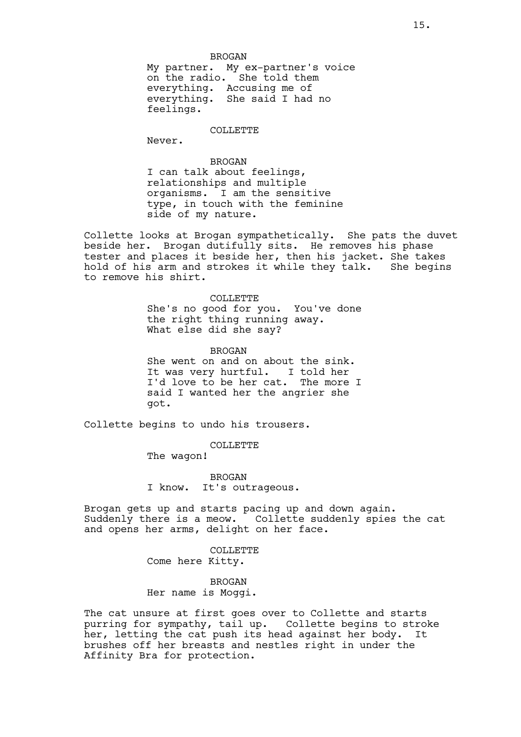BROGAN

My partner. My ex-partner's voice on the radio. She told them everything. Accusing me of everything. She said I had no feelings.

COLLETTE

Never.

BROGAN

I can talk about feelings, relationships and multiple organisms. I am the sensitive type, in touch with the feminine side of my nature.

Collette looks at Brogan sympathetically. She pats the duvet beside her. Brogan dutifully sits. He removes his phase tester and places it beside her, then his jacket. She takes hold of his arm and strokes it while they talk. She begins to remove his shirt.

COLLETTE

She's no good for you. You've done the right thing running away. What else did she say?

BROGAN

She went on and on about the sink. It was very hurtful. I told her I'd love to be her cat. The more I said I wanted her the angrier she got.

Collette begins to undo his trousers.

COLLETTE

The wagon!

BROGAN

I know. It's outrageous.

Brogan gets up and starts pacing up and down again. Suddenly there is a meow. Collette suddenly spies the cat and opens her arms, delight on her face.

COLLETTE

Come here Kitty.

BROGAN

Her name is Moggi.

The cat unsure at first goes over to Collette and starts purring for sympathy, tail up. Collette begins to stroke her, letting the cat push its head against her body. It brushes off her breasts and nestles right in under the Affinity Bra for protection.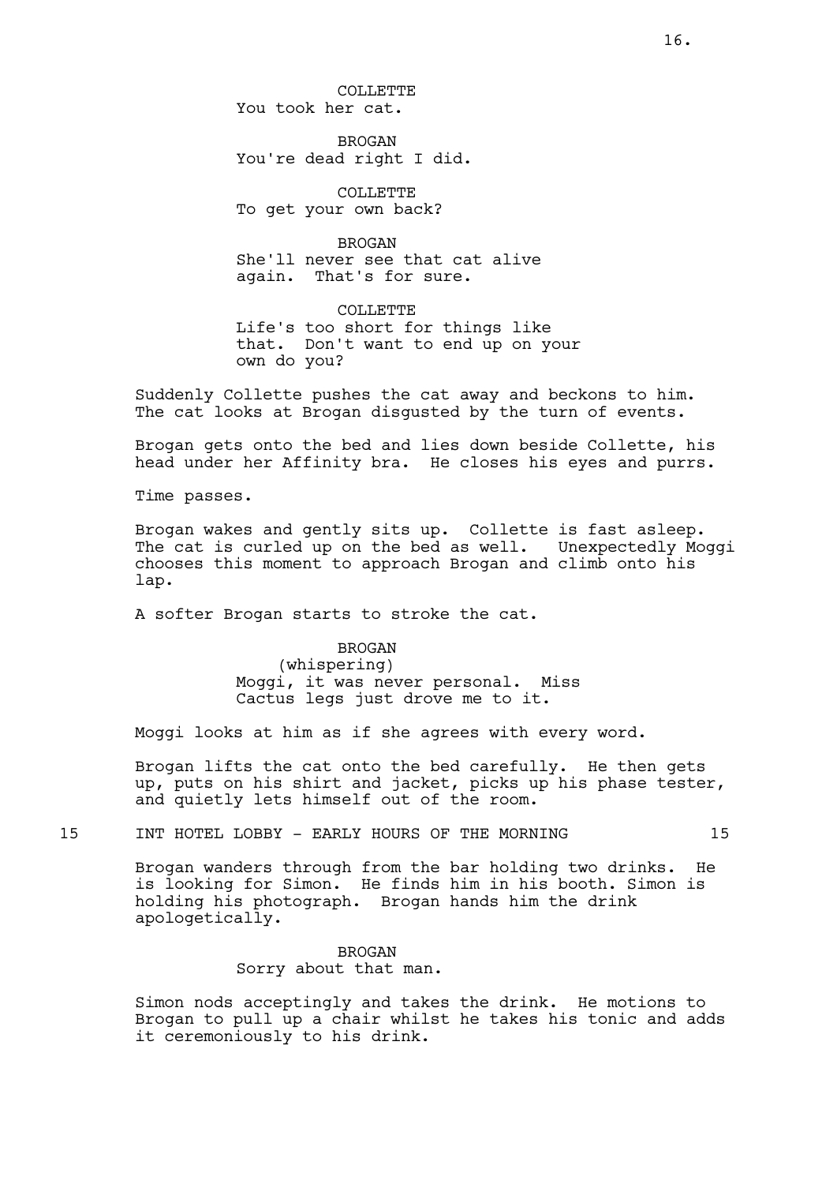COLLETTE
You took her cat.

BROGAN
You're dead right I did.

COLLETTE
To get your own back?

BROGAN
She'll never see that cat alive again. That's for sure.

COLLETTE
Life's too short for things like that. Don't want to end up on your own do you?

Suddenly Collette pushes the cat away and beckons to him. The cat looks at Brogan disgusted by the turn of events.

Brogan gets onto the bed and lies down beside Collette, his head under her Affinity bra. He closes his eyes and purrs.

Time passes.

Brogan wakes and gently sits up. Collette is fast asleep. The cat is curled up on the bed as well. Unexpectedly Moggi chooses this moment to approach Brogan and climb onto his lap.

A softer Brogan starts to stroke the cat.

BROGAN
(whispering)
Moggi, it was never personal. Miss Cactus legs just drove me to it.

Moggi looks at him as if she agrees with every word.

Brogan lifts the cat onto the bed carefully. He then gets up, puts on his shirt and jacket, picks up his phase tester, and quietly lets himself out of the room.

15 INT HOTEL LOBBY - EARLY HOURS OF THE MORNING 15

Brogan wanders through from the bar holding two drinks. He is looking for Simon. He finds him in his booth. Simon is holding his photograph. Brogan hands him the drink apologetically.

BROGAN
Sorry about that man.

Simon nods acceptingly and takes the drink. He motions to Brogan to pull up a chair whilst he takes his tonic and adds it ceremoniously to his drink.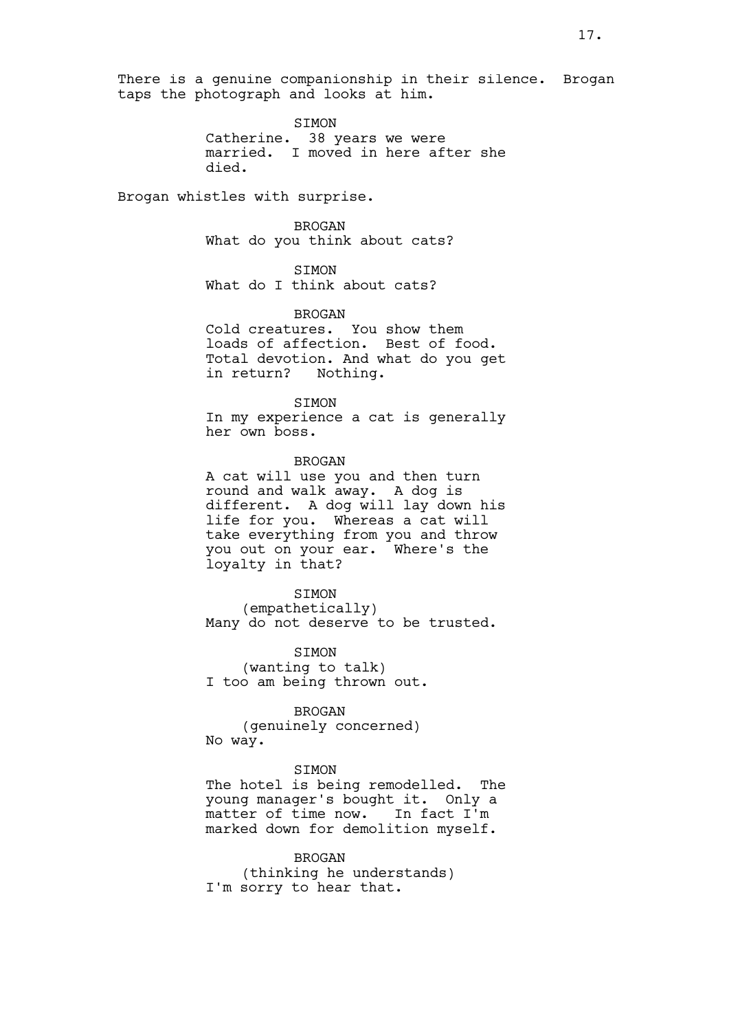There is a genuine companionship in their silence. Brogan taps the photograph and looks at him.

SIMON
Catherine. 38 years we were married. I moved in here after she died.

Brogan whistles with surprise.

BROGAN
What do you think about cats?

SIMON
What do I think about cats?

BROGAN
Cold creatures. You show them loads of affection. Best of food. Total devotion. And what do you get in return? Nothing.

SIMON
In my experience a cat is generally her own boss.

BROGAN
A cat will use you and then turn round and walk away. A dog is different. A dog will lay down his life for you. Whereas a cat will take everything from you and throw you out on your ear. Where's the loyalty in that?

SIMON
(empathetically)
Many do not deserve to be trusted.

SIMON
(wanting to talk)
I too am being thrown out.

BROGAN
(genuinely concerned)
No way.

SIMON
The hotel is being remodelled. The young manager's bought it. Only a matter of time now. In fact I'm marked down for demolition myself.

BROGAN
(thinking he understands)
I'm sorry to hear that.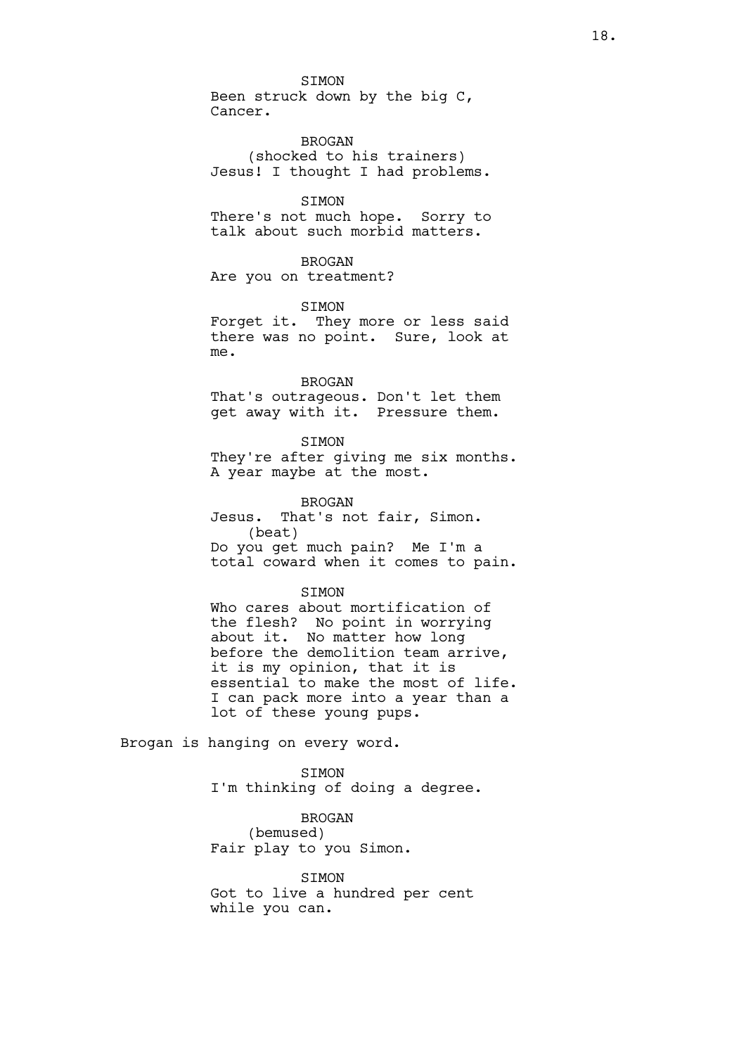SIMON
Been struck down by the big C, Cancer.

BROGAN
(shocked to his trainers)
Jesus! I thought I had problems.

SIMON
There's not much hope. Sorry to talk about such morbid matters.

BROGAN
Are you on treatment?

SIMON
Forget it. They more or less said there was no point. Sure, look at me.

BROGAN
That's outrageous. Don't let them get away with it. Pressure them.

SIMON
They're after giving me six months. A year maybe at the most.

BROGAN
Jesus. That's not fair, Simon.
(beat)
Do you get much pain? Me I'm a total coward when it comes to pain.

SIMON
Who cares about mortification of the flesh? No point in worrying about it. No matter how long before the demolition team arrive, it is my opinion, that it is essential to make the most of life. I can pack more into a year than a lot of these young pups.

Brogan is hanging on every word.

SIMON
I'm thinking of doing a degree.

BROGAN
(bemused)
Fair play to you Simon.

SIMON
Got to live a hundred per cent while you can.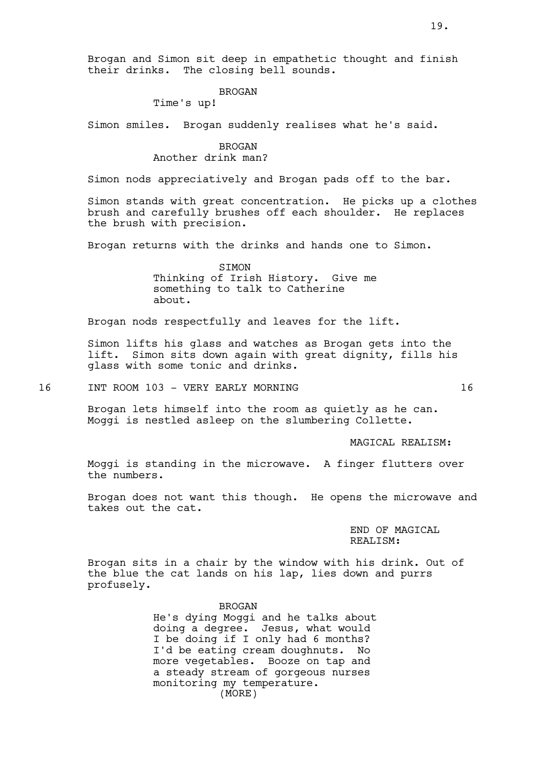Brogan and Simon sit deep in empathetic thought and finish their drinks. The closing bell sounds.

BROGAN
Time's up!

Simon smiles. Brogan suddenly realises what he's said.

BROGAN
Another drink man?

Simon nods appreciatively and Brogan pads off to the bar.

Simon stands with great concentration. He picks up a clothes brush and carefully brushes off each shoulder. He replaces the brush with precision.

Brogan returns with the drinks and hands one to Simon.

SIMON
Thinking of Irish History. Give me something to talk to Catherine about.

Brogan nods respectfully and leaves for the lift.

Simon lifts his glass and watches as Brogan gets into the lift. Simon sits down again with great dignity, fills his glass with some tonic and drinks.

16 INT ROOM 103 - VERY EARLY MORNING 16

Brogan lets himself into the room as quietly as he can. Moggi is nestled asleep on the slumbering Collette.

MAGICAL REALISM:

Moggi is standing in the microwave. A finger flutters over the numbers.

Brogan does not want this though. He opens the microwave and takes out the cat.

END OF MAGICAL REALISM:

Brogan sits in a chair by the window with his drink. Out of the blue the cat lands on his lap, lies down and purrs profusely.

BROGAN
He's dying Moggi and he talks about doing a degree. Jesus, what would I be doing if I only had 6 months? I'd be eating cream doughnuts. No more vegetables. Booze on tap and a steady stream of gorgeous nurses monitoring my temperature.
(MORE)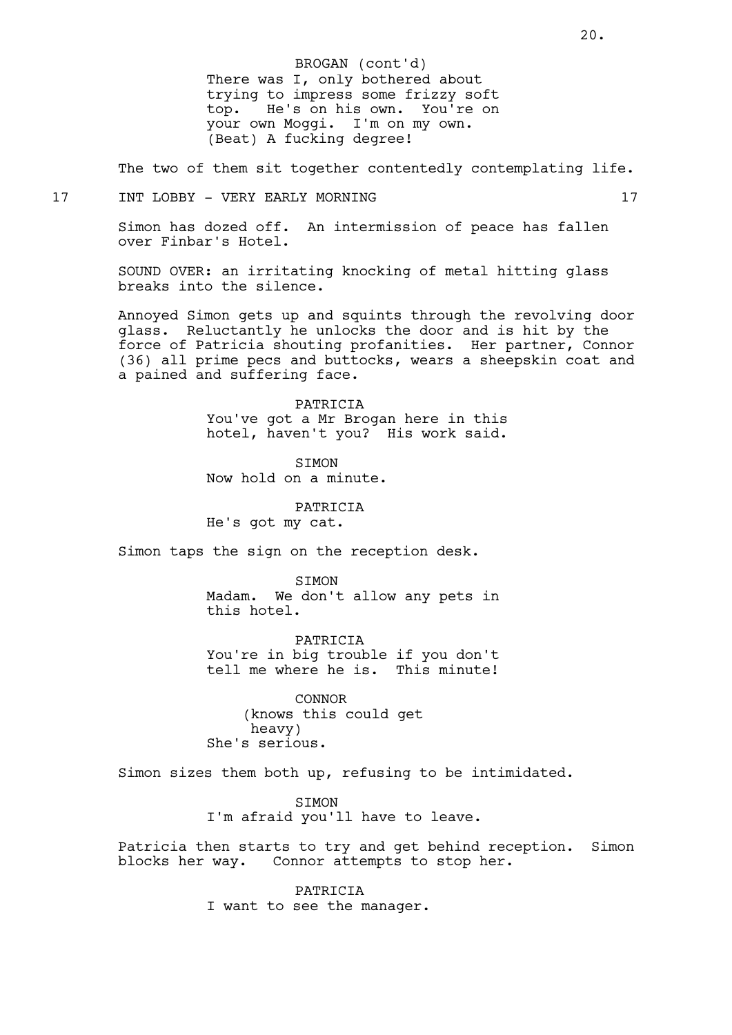BROGAN (cont'd)
There was I, only bothered about trying to impress some frizzy soft top. He's on his own. You're on your own Moggi. I'm on my own. (Beat) A fucking degree!

The two of them sit together contentedly contemplating life.

17 INT LOBBY - VERY EARLY MORNING 17

Simon has dozed off. An intermission of peace has fallen over Finbar's Hotel.

SOUND OVER: an irritating knocking of metal hitting glass breaks into the silence.

Annoyed Simon gets up and squints through the revolving door glass. Reluctantly he unlocks the door and is hit by the force of Patricia shouting profanities. Her partner, Connor (36) all prime pecs and buttocks, wears a sheepskin coat and a pained and suffering face.

PATRICIA
You've got a Mr Brogan here in this hotel, haven't you? His work said.

SIMON
Now hold on a minute.

PATRICIA
He's got my cat.

Simon taps the sign on the reception desk.

SIMON
Madam. We don't allow any pets in this hotel.

PATRICIA
You're in big trouble if you don't tell me where he is. This minute!

CONNOR
(knows this could get heavy)
She's serious.

Simon sizes them both up, refusing to be intimidated.

SIMON
I'm afraid you'll have to leave.

Patricia then starts to try and get behind reception. Simon blocks her way. Connor attempts to stop her.

PATRICIA
I want to see the manager.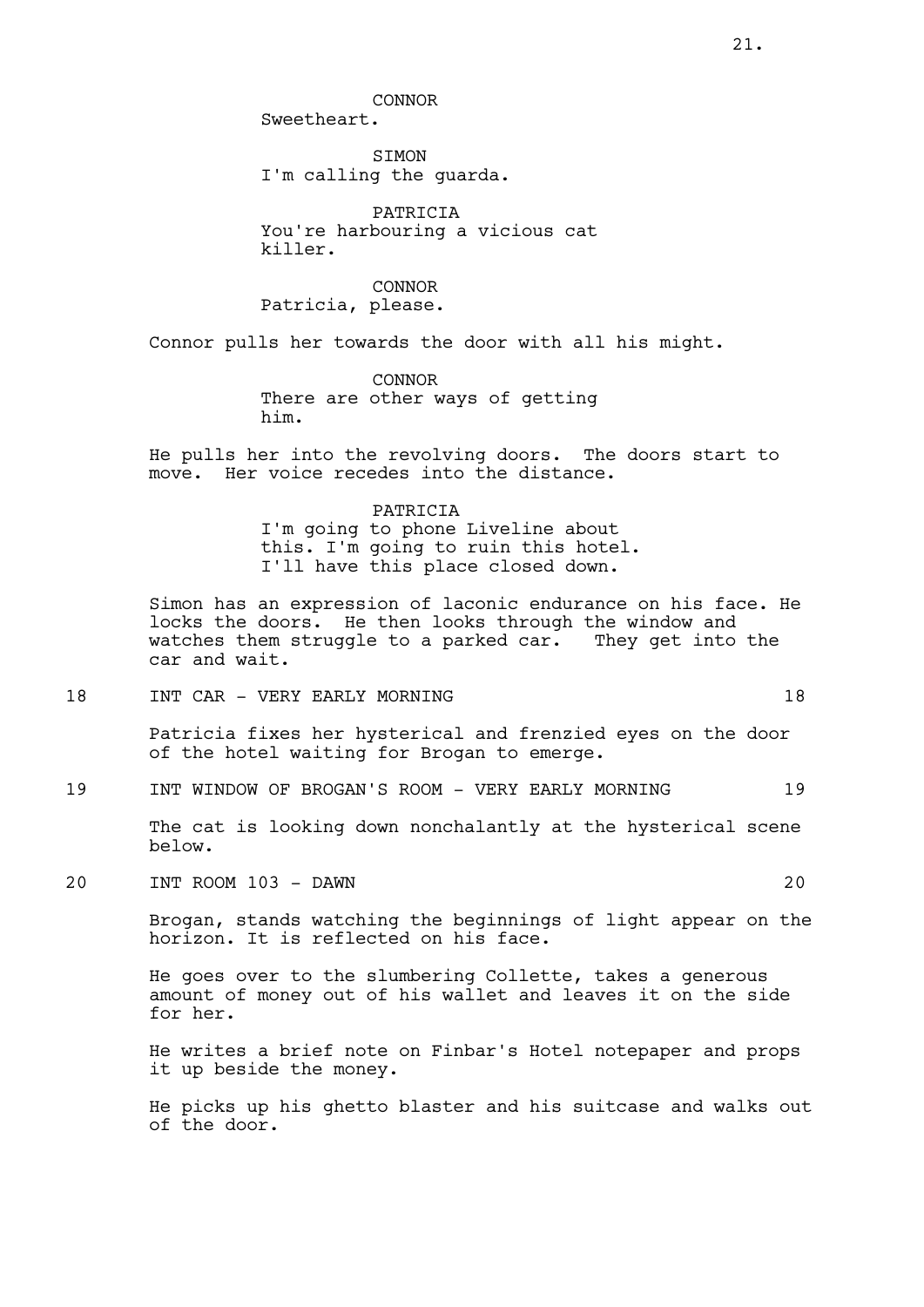CONNOR
Sweetheart.

SIMON
I'm calling the guarda.

PATRICIA
You're harbouring a vicious cat killer.

CONNOR
Patricia, please.

Connor pulls her towards the door with all his might.

CONNOR
There are other ways of getting him.

He pulls her into the revolving doors. The doors start to move. Her voice recedes into the distance.

PATRICIA
I'm going to phone Liveline about this. I'm going to ruin this hotel. I'll have this place closed down.

Simon has an expression of laconic endurance on his face. He locks the doors. He then looks through the window and watches them struggle to a parked car. They get into the car and wait.

18 INT CAR - VERY EARLY MORNING 18

Patricia fixes her hysterical and frenzied eyes on the door of the hotel waiting for Brogan to emerge.

19 INT WINDOW OF BROGAN'S ROOM - VERY EARLY MORNING 19

The cat is looking down nonchalantly at the hysterical scene below.

20 INT ROOM 103 - DAWN 20

Brogan, stands watching the beginnings of light appear on the horizon. It is reflected on his face.

He goes over to the slumbering Collette, takes a generous amount of money out of his wallet and leaves it on the side for her.

He writes a brief note on Finbar's Hotel notepaper and props it up beside the money.

He picks up his ghetto blaster and his suitcase and walks out of the door.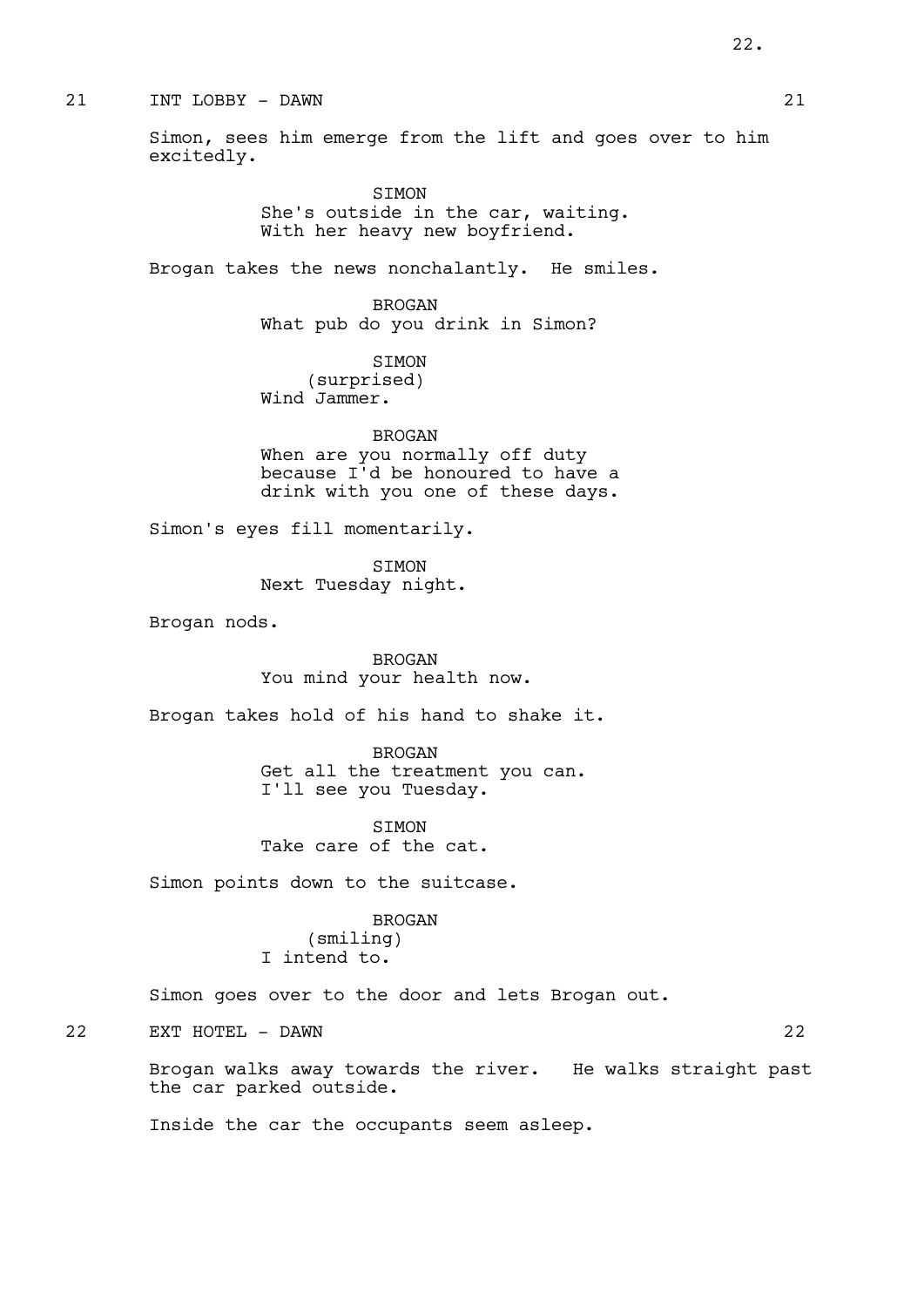21 INT LOBBY - DAWN 21

Simon, sees him emerge from the lift and goes over to him excitedly.

SIMON
She's outside in the car, waiting. With her heavy new boyfriend.

Brogan takes the news nonchalantly. He smiles.

BROGAN
What pub do you drink in Simon?

SIMON
(surprised)
Wind Jammer.

BROGAN
When are you normally off duty because I'd be honoured to have a drink with you one of these days.

Simon's eyes fill momentarily.

SIMON
Next Tuesday night.

Brogan nods.

BROGAN
You mind your health now.

Brogan takes hold of his hand to shake it.

BROGAN
Get all the treatment you can. I'll see you Tuesday.

SIMON
Take care of the cat.

Simon points down to the suitcase.

BROGAN
(smiling)
I intend to.

Simon goes over to the door and lets Brogan out.

22 EXT HOTEL - DAWN 22

Brogan walks away towards the river. He walks straight past the car parked outside.

Inside the car the occupants seem asleep.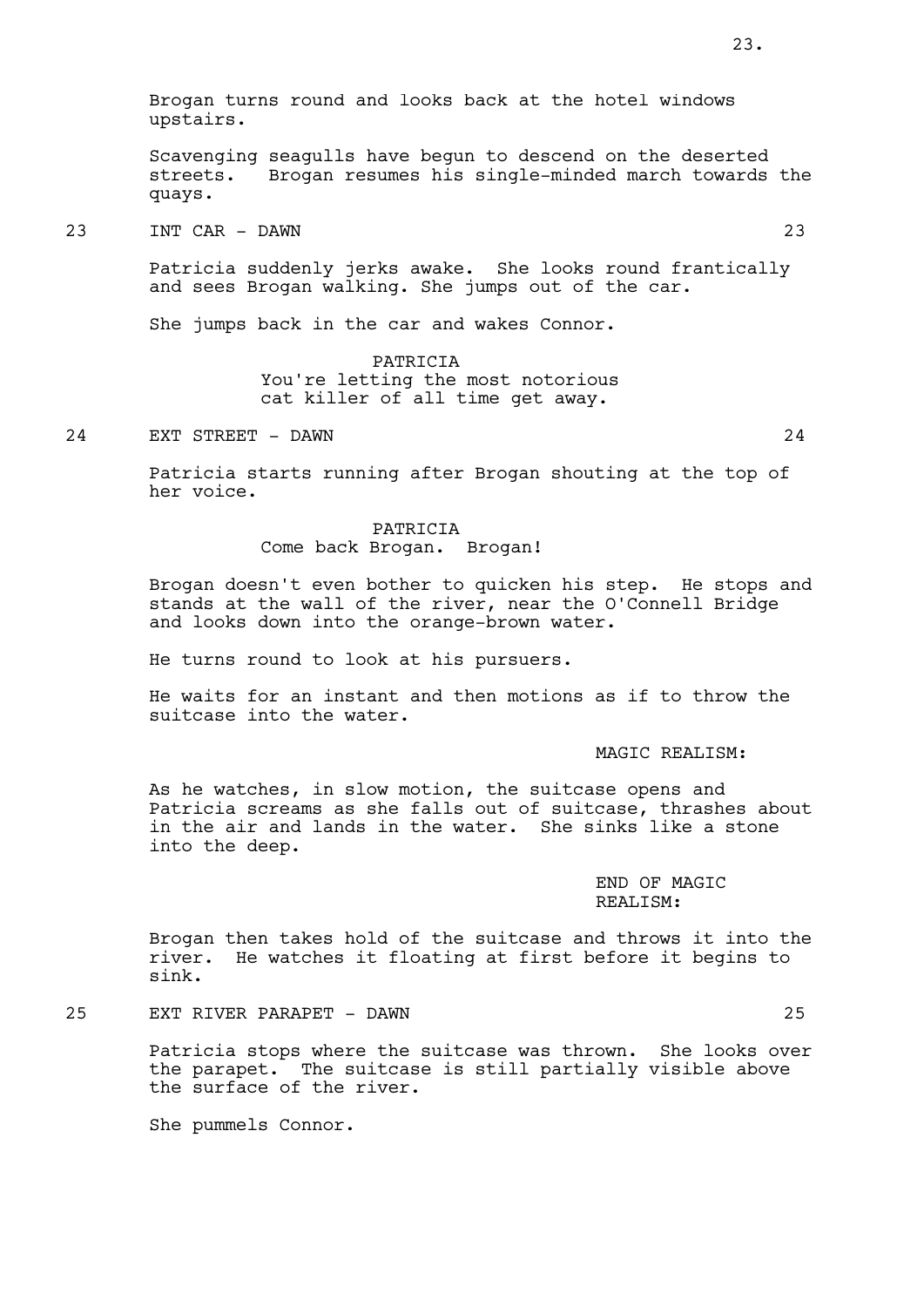Brogan turns round and looks back at the hotel windows upstairs.

Scavenging seagulls have begun to descend on the deserted streets. Brogan resumes his single-minded march towards the quays.

**23 INT CAR - DAWN 23**

Patricia suddenly jerks awake. She looks round frantically and sees Brogan walking. She jumps out of the car.

She jumps back in the car and wakes Connor.

PATRICIA
You're letting the most notorious cat killer of all time get away.

**24 EXT STREET - DAWN 24**

Patricia starts running after Brogan shouting at the top of her voice.

PATRICIA
Come back Brogan. Brogan!

Brogan doesn't even bother to quicken his step. He stops and stands at the wall of the river, near the O'Connell Bridge and looks down into the orange-brown water.

He turns round to look at his pursuers.

He waits for an instant and then motions as if to throw the suitcase into the water.

MAGIC REALISM:

As he watches, in slow motion, the suitcase opens and Patricia screams as she falls out of suitcase, thrashes about in the air and lands in the water. She sinks like a stone into the deep.

END OF MAGIC REALISM:

Brogan then takes hold of the suitcase and throws it into the river. He watches it floating at first before it begins to sink.

**25 EXT RIVER PARAPET - DAWN 25**

Patricia stops where the suitcase was thrown. She looks over the parapet. The suitcase is still partially visible above the surface of the river.

She pummels Connor.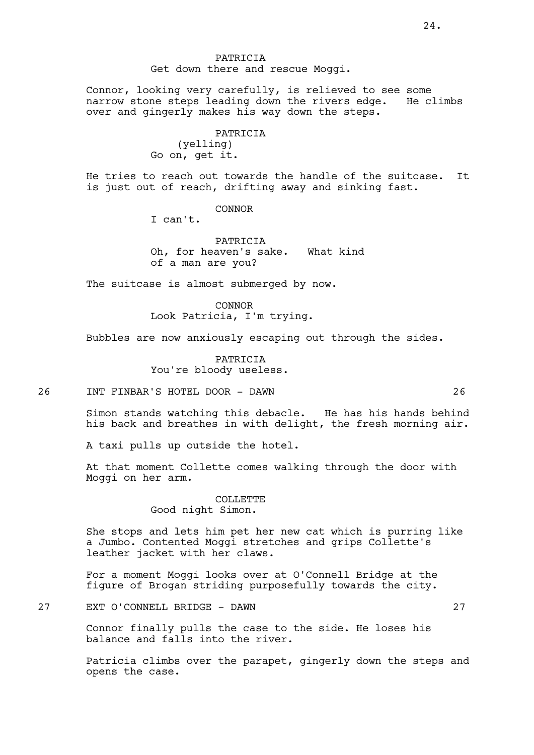PATRICIA
Get down there and rescue Moggi.

Connor, looking very carefully, is relieved to see some narrow stone steps leading down the rivers edge. He climbs over and gingerly makes his way down the steps.

PATRICIA
(yelling)
Go on, get it.

He tries to reach out towards the handle of the suitcase. It is just out of reach, drifting away and sinking fast.

CONNOR
I can't.

PATRICIA
Oh, for heaven's sake. What kind of a man are you?

The suitcase is almost submerged by now.

CONNOR
Look Patricia, I'm trying.

Bubbles are now anxiously escaping out through the sides.

PATRICIA
You're bloody useless.

26 INT FINBAR'S HOTEL DOOR - DAWN 26

Simon stands watching this debacle. He has his hands behind his back and breathes in with delight, the fresh morning air.

A taxi pulls up outside the hotel.

At that moment Collette comes walking through the door with Moggi on her arm.

COLLETTE
Good night Simon.

She stops and lets him pet her new cat which is purring like a Jumbo. Contented Moggi stretches and grips Collette's leather jacket with her claws.

For a moment Moggi looks over at O'Connell Bridge at the figure of Brogan striding purposefully towards the city.

27 EXT O'CONNELL BRIDGE - DAWN 27

Connor finally pulls the case to the side. He loses his balance and falls into the river.

Patricia climbs over the parapet, gingerly down the steps and opens the case.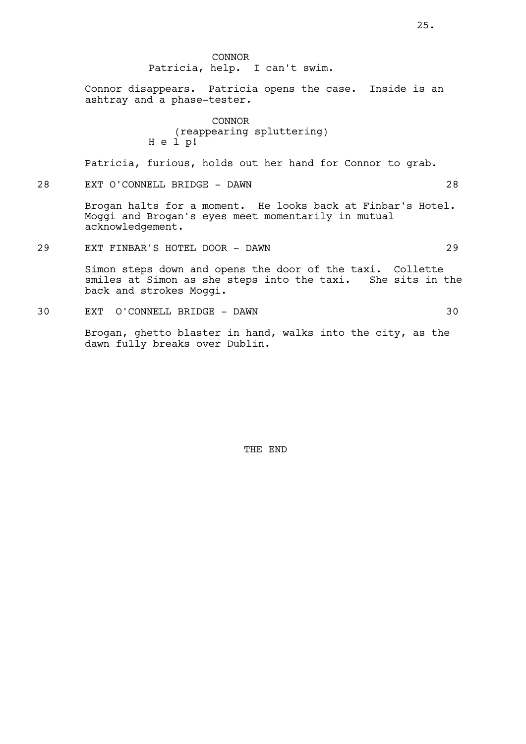CONNOR

Patricia, help. I can't swim.

Connor disappears. Patricia opens the case. Inside is an ashtray and a phase-tester.

CONNOR

(reappearing spluttering)

H e l p!

Patricia, furious, holds out her hand for Connor to grab.

28 EXT O'CONNELL BRIDGE - DAWN 28

Brogan halts for a moment. He looks back at Finbar's Hotel. Moggi and Brogan's eyes meet momentarily in mutual acknowledgement.

29 EXT FINBAR'S HOTEL DOOR - DAWN 29

Simon steps down and opens the door of the taxi. Collette smiles at Simon as she steps into the taxi. She sits in the back and strokes Moggi.

30 EXT O'CONNELL BRIDGE - DAWN 30

Brogan, ghetto blaster in hand, walks into the city, as the dawn fully breaks over Dublin.

THE END